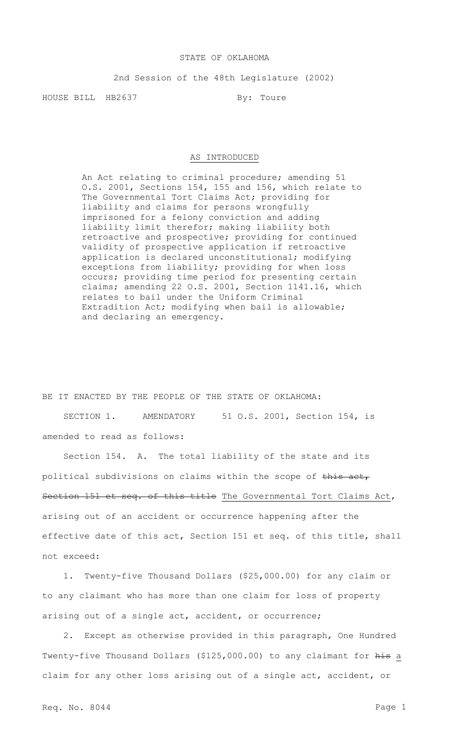STATE OF OKLAHOMA

2nd Session of the 48th Legislature (2002)

HOUSE BILL HB2637 By: Toure

AS INTRODUCED

An Act relating to criminal procedure; amending 51 O.S. 2001, Sections 154, 155 and 156, which relate to The Governmental Tort Claims Act; providing for liability and claims for persons wrongfully imprisoned for a felony conviction and adding liability limit therefor; making liability both retroactive and prospective; providing for continued validity of prospective application if retroactive application is declared unconstitutional; modifying exceptions from liability; providing for when loss occurs; providing time period for presenting certain claims; amending 22 O.S. 2001, Section 1141.16, which relates to bail under the Uniform Criminal Extradition Act; modifying when bail is allowable; and declaring an emergency.

BE IT ENACTED BY THE PEOPLE OF THE STATE OF OKLAHOMA:

SECTION 1. AMENDATORY 51 O.S. 2001, Section 154, is amended to read as follows:

Section 154. A. The total liability of the state and its political subdivisions on claims within the scope of ~~this act, Section 151 et seq. of this title~~ The Governmental Tort Claims Act, arising out of an accident or occurrence happening after the effective date of this act, Section 151 et seq. of this title, shall not exceed:

1. Twenty-five Thousand Dollars ($25,000.00) for any claim or to any claimant who has more than one claim for loss of property arising out of a single act, accident, or occurrence;

2. Except as otherwise provided in this paragraph, One Hundred Twenty-five Thousand Dollars ($125,000.00) to any claimant for ~~his~~ a claim for any other loss arising out of a single act, accident, or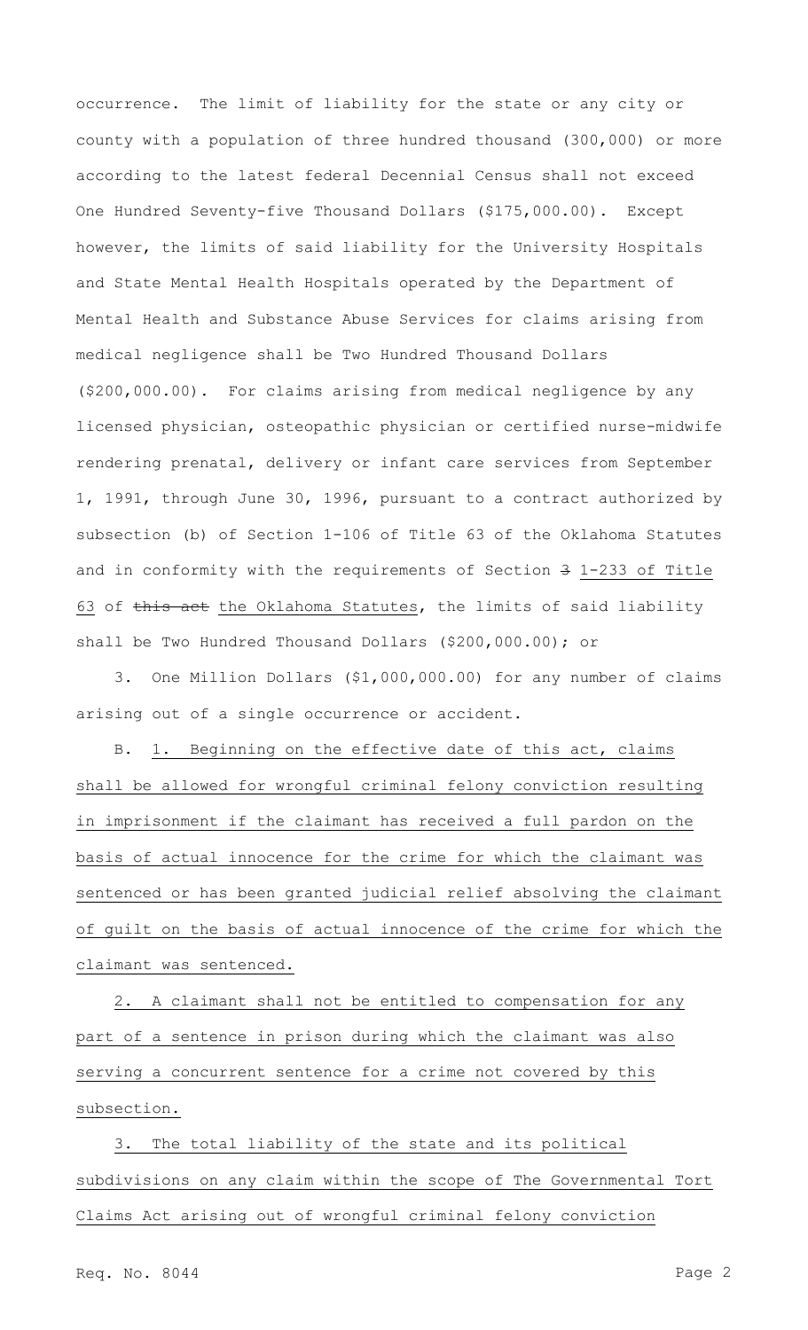occurrence. The limit of liability for the state or any city or county with a population of three hundred thousand (300,000) or more according to the latest federal Decennial Census shall not exceed One Hundred Seventy-five Thousand Dollars ($175,000.00). Except however, the limits of said liability for the University Hospitals and State Mental Health Hospitals operated by the Department of Mental Health and Substance Abuse Services for claims arising from medical negligence shall be Two Hundred Thousand Dollars ($200,000.00). For claims arising from medical negligence by any licensed physician, osteopathic physician or certified nurse-midwife rendering prenatal, delivery or infant care services from September 1, 1991, through June 30, 1996, pursuant to a contract authorized by subsection (b) of Section 1-106 of Title 63 of the Oklahoma Statutes and in conformity with the requirements of Section ~~3~~ 1-233 of Title 63 of ~~this act~~ the Oklahoma Statutes, the limits of said liability shall be Two Hundred Thousand Dollars ($200,000.00); or

3. One Million Dollars ($1,000,000.00) for any number of claims arising out of a single occurrence or accident.

B. 1. Beginning on the effective date of this act, claims shall be allowed for wrongful criminal felony conviction resulting in imprisonment if the claimant has received a full pardon on the basis of actual innocence for the crime for which the claimant was sentenced or has been granted judicial relief absolving the claimant of guilt on the basis of actual innocence of the crime for which the claimant was sentenced.

2. A claimant shall not be entitled to compensation for any part of a sentence in prison during which the claimant was also serving a concurrent sentence for a crime not covered by this subsection.

3. The total liability of the state and its political subdivisions on any claim within the scope of The Governmental Tort Claims Act arising out of wrongful criminal felony conviction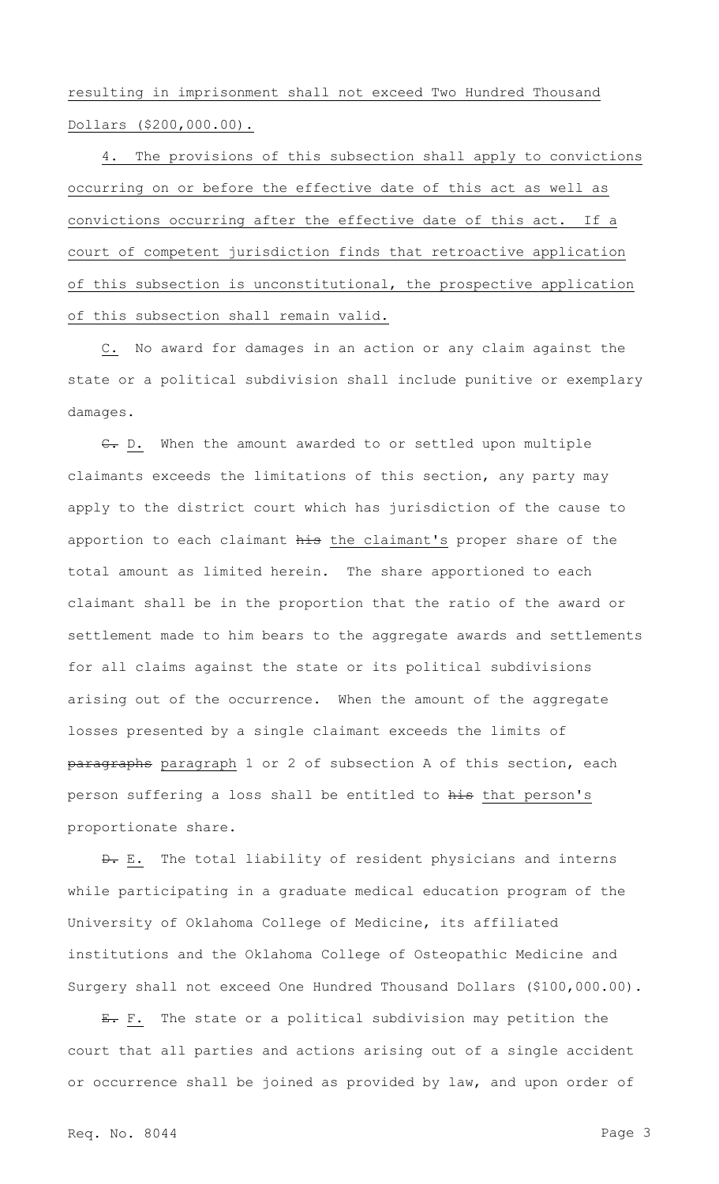resulting in imprisonment shall not exceed Two Hundred Thousand Dollars ($200,000.00).

4. The provisions of this subsection shall apply to convictions occurring on or before the effective date of this act as well as convictions occurring after the effective date of this act. If a court of competent jurisdiction finds that retroactive application of this subsection is unconstitutional, the prospective application of this subsection shall remain valid.

C. No award for damages in an action or any claim against the state or a political subdivision shall include punitive or exemplary damages.

~~C.~~ D. When the amount awarded to or settled upon multiple claimants exceeds the limitations of this section, any party may apply to the district court which has jurisdiction of the cause to apportion to each claimant ~~his~~ the claimant's proper share of the total amount as limited herein. The share apportioned to each claimant shall be in the proportion that the ratio of the award or settlement made to him bears to the aggregate awards and settlements for all claims against the state or its political subdivisions arising out of the occurrence. When the amount of the aggregate losses presented by a single claimant exceeds the limits of ~~paragraphs~~ paragraph 1 or 2 of subsection A of this section, each person suffering a loss shall be entitled to ~~his~~ that person's proportionate share.

~~D.~~ E. The total liability of resident physicians and interns while participating in a graduate medical education program of the University of Oklahoma College of Medicine, its affiliated institutions and the Oklahoma College of Osteopathic Medicine and Surgery shall not exceed One Hundred Thousand Dollars ($100,000.00).

~~E.~~ F. The state or a political subdivision may petition the court that all parties and actions arising out of a single accident or occurrence shall be joined as provided by law, and upon order of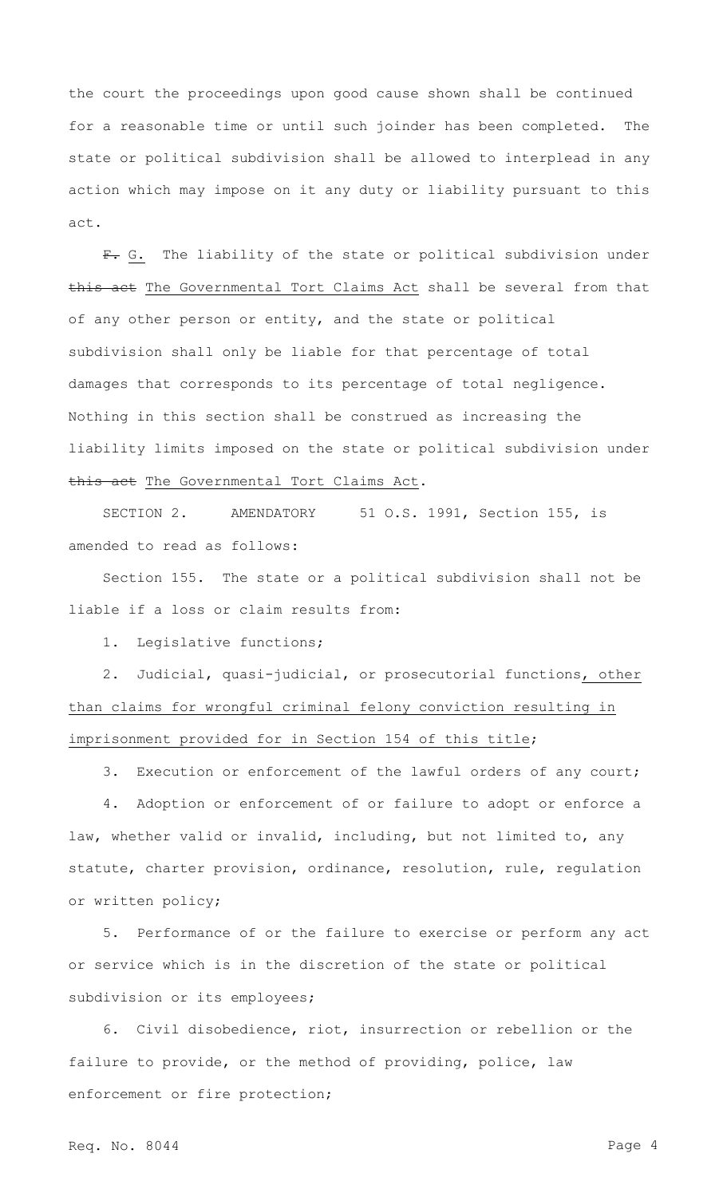the court the proceedings upon good cause shown shall be continued for a reasonable time or until such joinder has been completed. The state or political subdivision shall be allowed to interplead in any action which may impose on it any duty or liability pursuant to this act.

~~F.~~ G. The liability of the state or political subdivision under ~~this act~~ The Governmental Tort Claims Act shall be several from that of any other person or entity, and the state or political subdivision shall only be liable for that percentage of total damages that corresponds to its percentage of total negligence. Nothing in this section shall be construed as increasing the liability limits imposed on the state or political subdivision under ~~this act~~ The Governmental Tort Claims Act.

SECTION 2. AMENDATORY 51 O.S. 1991, Section 155, is amended to read as follows:

Section 155. The state or a political subdivision shall not be liable if a loss or claim results from:

1. Legislative functions;

2. Judicial, quasi-judicial, or prosecutorial functions, other than claims for wrongful criminal felony conviction resulting in imprisonment provided for in Section 154 of this title;

3. Execution or enforcement of the lawful orders of any court;

4. Adoption or enforcement of or failure to adopt or enforce a law, whether valid or invalid, including, but not limited to, any statute, charter provision, ordinance, resolution, rule, regulation or written policy;

5. Performance of or the failure to exercise or perform any act or service which is in the discretion of the state or political subdivision or its employees;

6. Civil disobedience, riot, insurrection or rebellion or the failure to provide, or the method of providing, police, law enforcement or fire protection;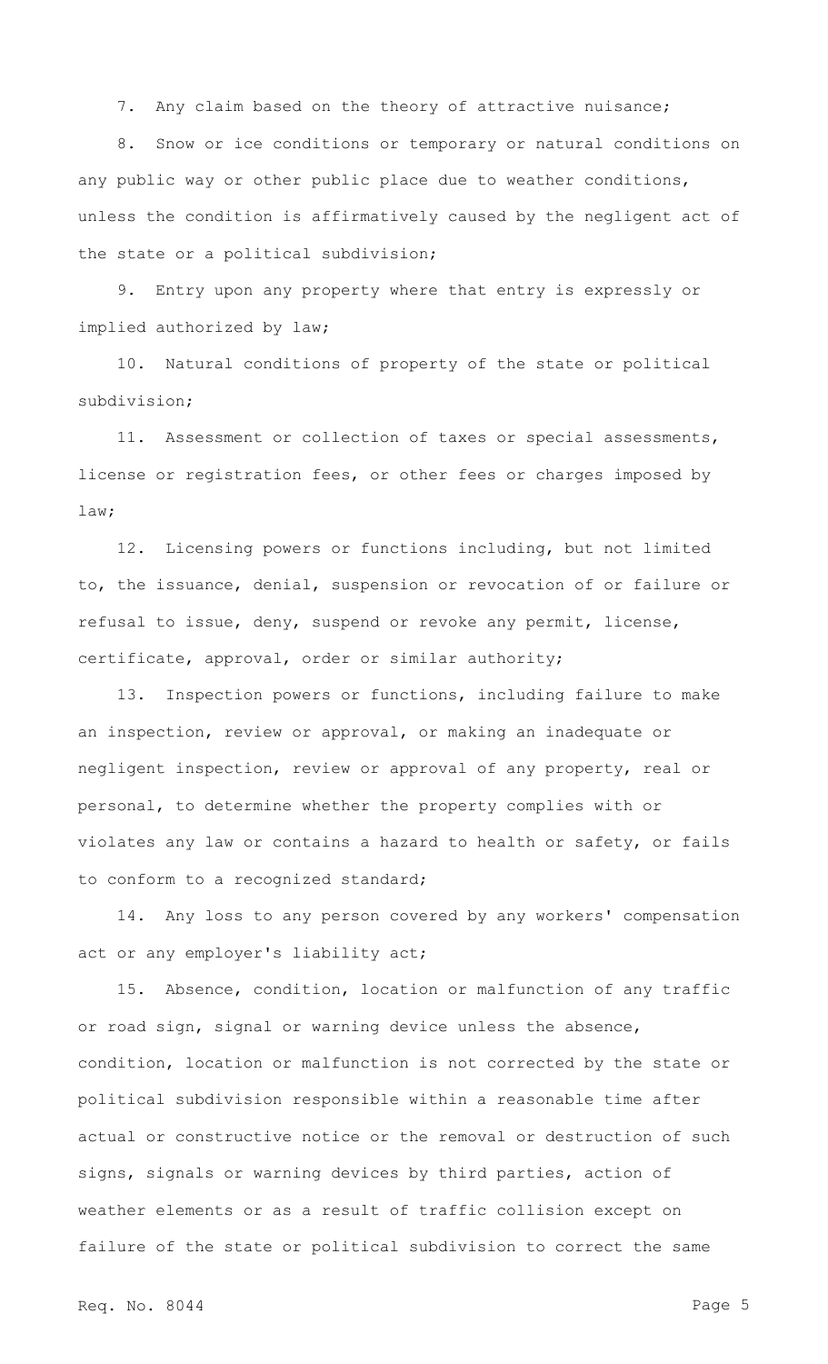7. Any claim based on the theory of attractive nuisance;

8. Snow or ice conditions or temporary or natural conditions on any public way or other public place due to weather conditions, unless the condition is affirmatively caused by the negligent act of the state or a political subdivision;

9. Entry upon any property where that entry is expressly or implied authorized by law;

10. Natural conditions of property of the state or political subdivision;

11. Assessment or collection of taxes or special assessments, license or registration fees, or other fees or charges imposed by law;

12. Licensing powers or functions including, but not limited to, the issuance, denial, suspension or revocation of or failure or refusal to issue, deny, suspend or revoke any permit, license, certificate, approval, order or similar authority;

13. Inspection powers or functions, including failure to make an inspection, review or approval, or making an inadequate or negligent inspection, review or approval of any property, real or personal, to determine whether the property complies with or violates any law or contains a hazard to health or safety, or fails to conform to a recognized standard;

14. Any loss to any person covered by any workers' compensation act or any employer's liability act;

15. Absence, condition, location or malfunction of any traffic or road sign, signal or warning device unless the absence, condition, location or malfunction is not corrected by the state or political subdivision responsible within a reasonable time after actual or constructive notice or the removal or destruction of such signs, signals or warning devices by third parties, action of weather elements or as a result of traffic collision except on failure of the state or political subdivision to correct the same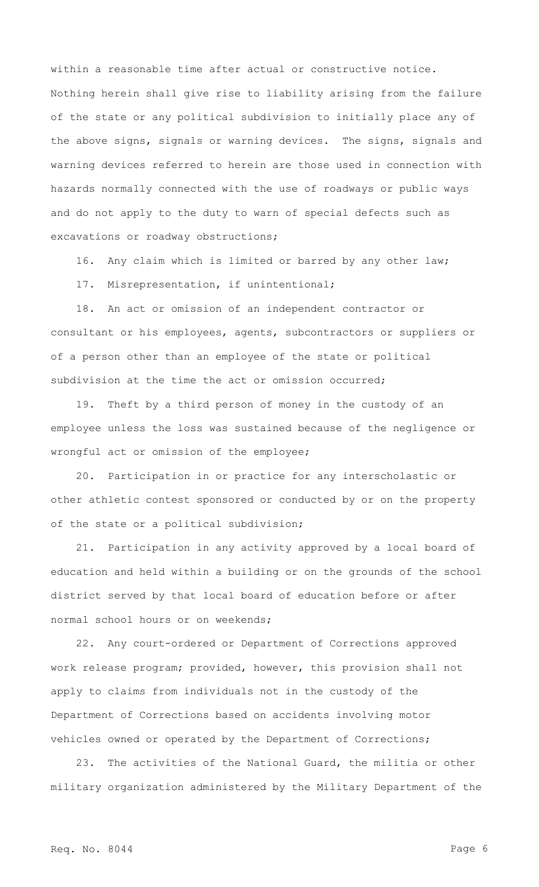within a reasonable time after actual or constructive notice. Nothing herein shall give rise to liability arising from the failure of the state or any political subdivision to initially place any of the above signs, signals or warning devices. The signs, signals and warning devices referred to herein are those used in connection with hazards normally connected with the use of roadways or public ways and do not apply to the duty to warn of special defects such as excavations or roadway obstructions;

16. Any claim which is limited or barred by any other law;

17. Misrepresentation, if unintentional;

18. An act or omission of an independent contractor or consultant or his employees, agents, subcontractors or suppliers or of a person other than an employee of the state or political subdivision at the time the act or omission occurred;

19. Theft by a third person of money in the custody of an employee unless the loss was sustained because of the negligence or wrongful act or omission of the employee;

20. Participation in or practice for any interscholastic or other athletic contest sponsored or conducted by or on the property of the state or a political subdivision;

21. Participation in any activity approved by a local board of education and held within a building or on the grounds of the school district served by that local board of education before or after normal school hours or on weekends;

22. Any court-ordered or Department of Corrections approved work release program; provided, however, this provision shall not apply to claims from individuals not in the custody of the Department of Corrections based on accidents involving motor vehicles owned or operated by the Department of Corrections;

23. The activities of the National Guard, the militia or other military organization administered by the Military Department of the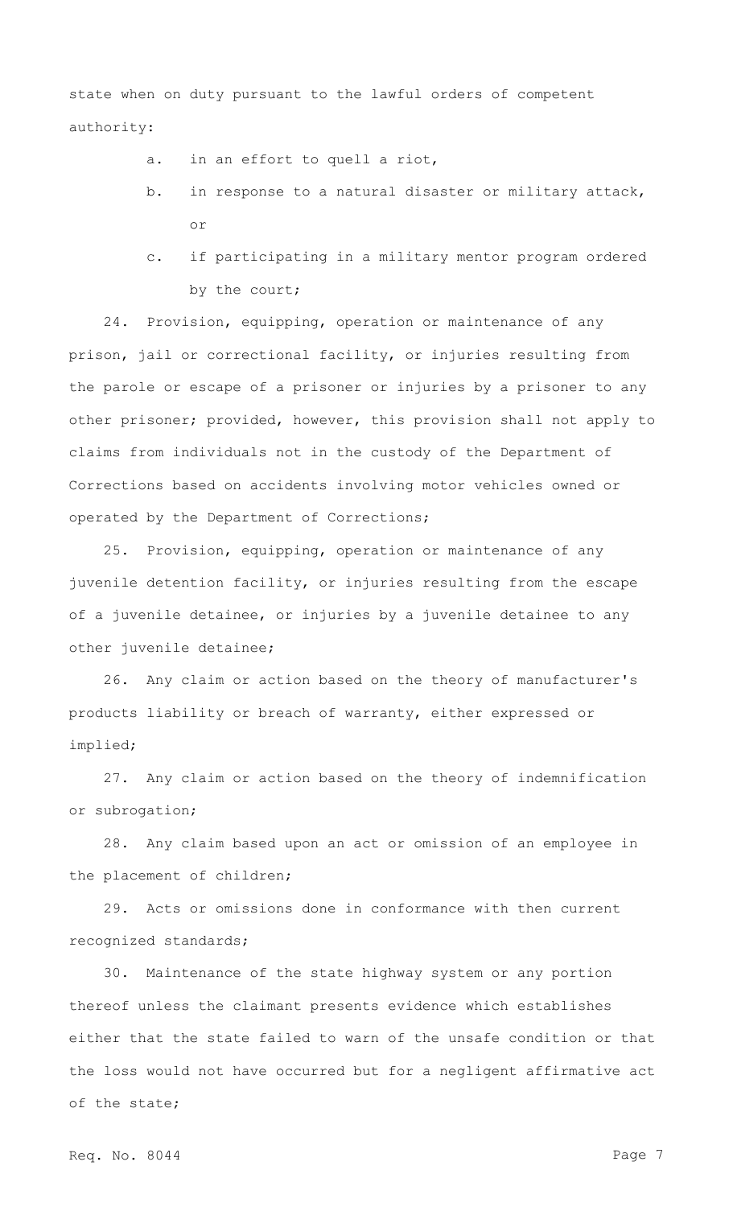state when on duty pursuant to the lawful orders of competent authority:

a. in an effort to quell a riot,

b. in response to a natural disaster or military attack, or

c. if participating in a military mentor program ordered by the court;

24. Provision, equipping, operation or maintenance of any prison, jail or correctional facility, or injuries resulting from the parole or escape of a prisoner or injuries by a prisoner to any other prisoner; provided, however, this provision shall not apply to claims from individuals not in the custody of the Department of Corrections based on accidents involving motor vehicles owned or operated by the Department of Corrections;

25. Provision, equipping, operation or maintenance of any juvenile detention facility, or injuries resulting from the escape of a juvenile detainee, or injuries by a juvenile detainee to any other juvenile detainee;

26. Any claim or action based on the theory of manufacturer's products liability or breach of warranty, either expressed or implied;

27. Any claim or action based on the theory of indemnification or subrogation;

28. Any claim based upon an act or omission of an employee in the placement of children;

29. Acts or omissions done in conformance with then current recognized standards;

30. Maintenance of the state highway system or any portion thereof unless the claimant presents evidence which establishes either that the state failed to warn of the unsafe condition or that the loss would not have occurred but for a negligent affirmative act of the state;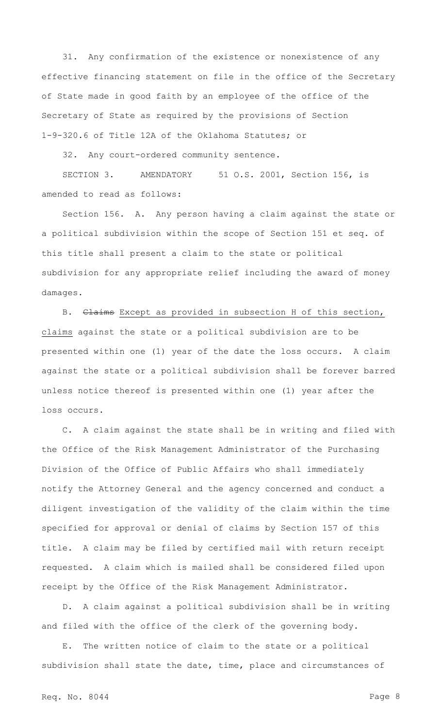31. Any confirmation of the existence or nonexistence of any effective financing statement on file in the office of the Secretary of State made in good faith by an employee of the office of the Secretary of State as required by the provisions of Section 1-9-320.6 of Title 12A of the Oklahoma Statutes; or

32. Any court-ordered community sentence.

SECTION 3. AMENDATORY 51 O.S. 2001, Section 156, is amended to read as follows:

Section 156. A. Any person having a claim against the state or a political subdivision within the scope of Section 151 et seq. of this title shall present a claim to the state or political subdivision for any appropriate relief including the award of money damages.

B. ~~Claims~~ Except as provided in subsection H of this section, claims against the state or a political subdivision are to be presented within one (1) year of the date the loss occurs. A claim against the state or a political subdivision shall be forever barred unless notice thereof is presented within one (1) year after the loss occurs.

C. A claim against the state shall be in writing and filed with the Office of the Risk Management Administrator of the Purchasing Division of the Office of Public Affairs who shall immediately notify the Attorney General and the agency concerned and conduct a diligent investigation of the validity of the claim within the time specified for approval or denial of claims by Section 157 of this title. A claim may be filed by certified mail with return receipt requested. A claim which is mailed shall be considered filed upon receipt by the Office of the Risk Management Administrator.

D. A claim against a political subdivision shall be in writing and filed with the office of the clerk of the governing body.

E. The written notice of claim to the state or a political subdivision shall state the date, time, place and circumstances of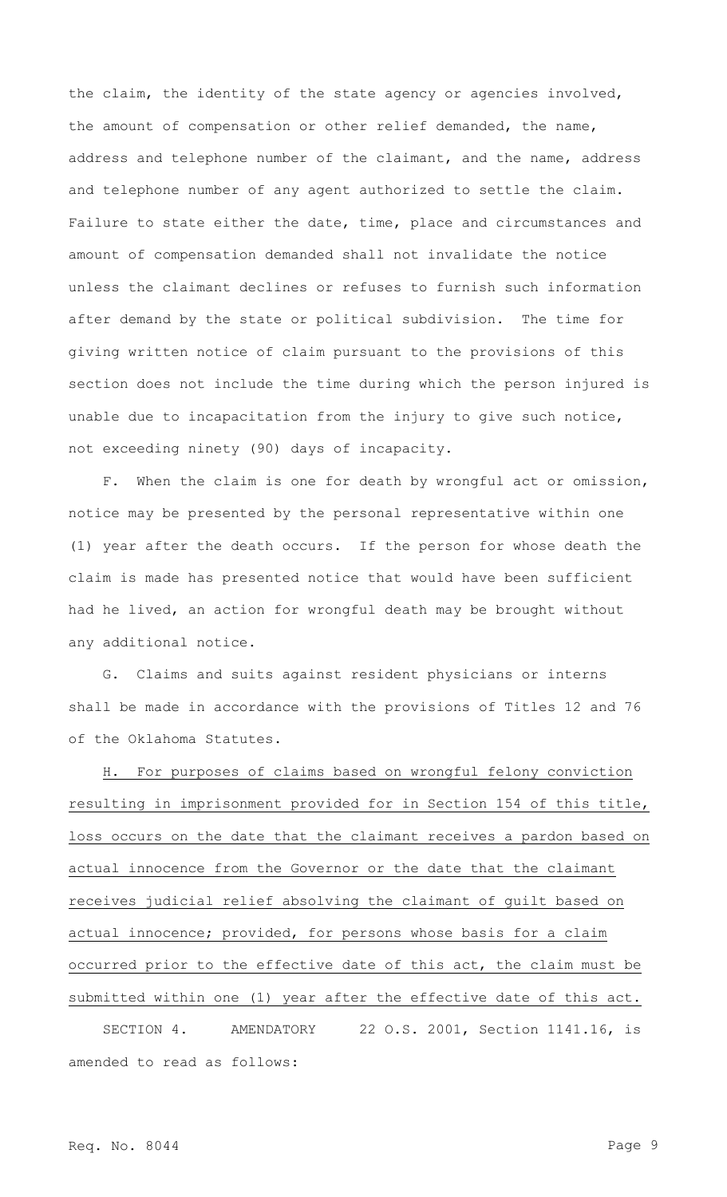the claim, the identity of the state agency or agencies involved, the amount of compensation or other relief demanded, the name, address and telephone number of the claimant, and the name, address and telephone number of any agent authorized to settle the claim. Failure to state either the date, time, place and circumstances and amount of compensation demanded shall not invalidate the notice unless the claimant declines or refuses to furnish such information after demand by the state or political subdivision. The time for giving written notice of claim pursuant to the provisions of this section does not include the time during which the person injured is unable due to incapacitation from the injury to give such notice, not exceeding ninety (90) days of incapacity.

F. When the claim is one for death by wrongful act or omission, notice may be presented by the personal representative within one (1) year after the death occurs. If the person for whose death the claim is made has presented notice that would have been sufficient had he lived, an action for wrongful death may be brought without any additional notice.

G. Claims and suits against resident physicians or interns shall be made in accordance with the provisions of Titles 12 and 76 of the Oklahoma Statutes.

H. For purposes of claims based on wrongful felony conviction resulting in imprisonment provided for in Section 154 of this title, loss occurs on the date that the claimant receives a pardon based on actual innocence from the Governor or the date that the claimant receives judicial relief absolving the claimant of guilt based on actual innocence; provided, for persons whose basis for a claim occurred prior to the effective date of this act, the claim must be submitted within one (1) year after the effective date of this act.

SECTION 4. AMENDATORY 22 O.S. 2001, Section 1141.16, is amended to read as follows: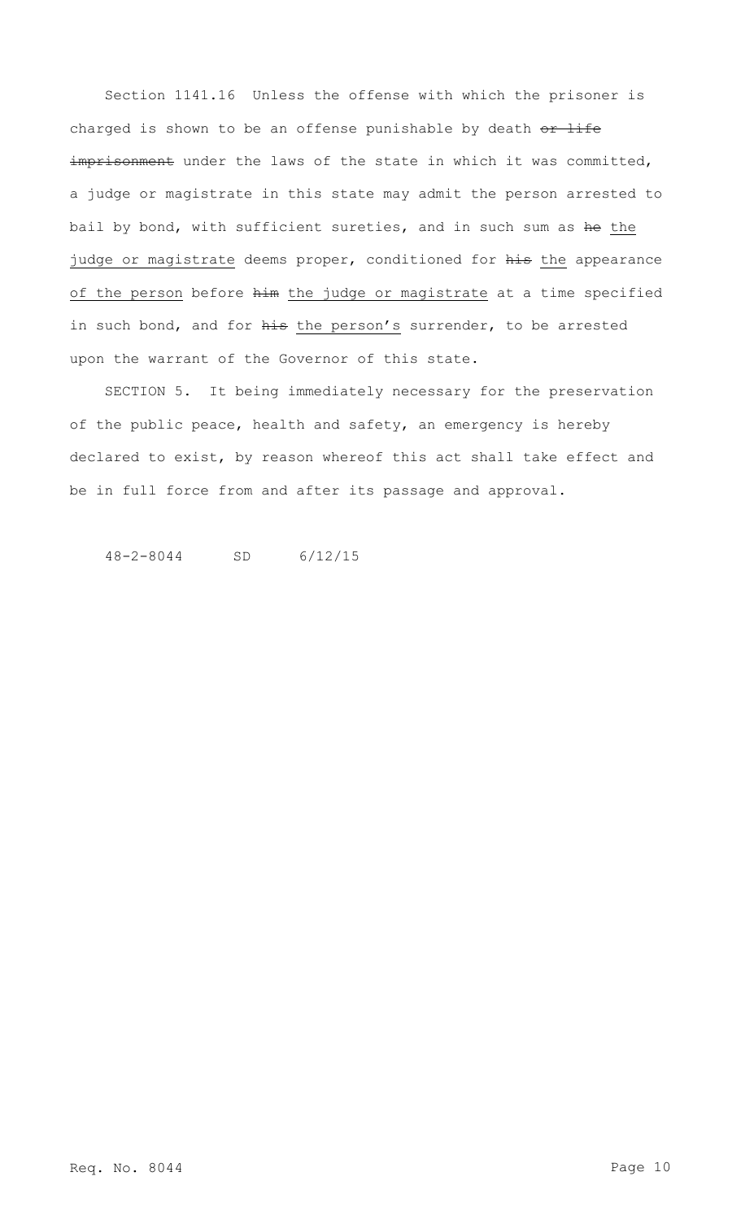Section 1141.16 Unless the offense with which the prisoner is charged is shown to be an offense punishable by death ~~or life imprisonment~~ under the laws of the state in which it was committed, a judge or magistrate in this state may admit the person arrested to bail by bond, with sufficient sureties, and in such sum as ~~he~~ the judge or magistrate deems proper, conditioned for ~~his~~ the appearance of the person before ~~him~~ the judge or magistrate at a time specified in such bond, and for ~~his~~ the person's surrender, to be arrested upon the warrant of the Governor of this state.

SECTION 5. It being immediately necessary for the preservation of the public peace, health and safety, an emergency is hereby declared to exist, by reason whereof this act shall take effect and be in full force from and after its passage and approval.

48-2-8044 SD 6/12/15

Req. No. 8044